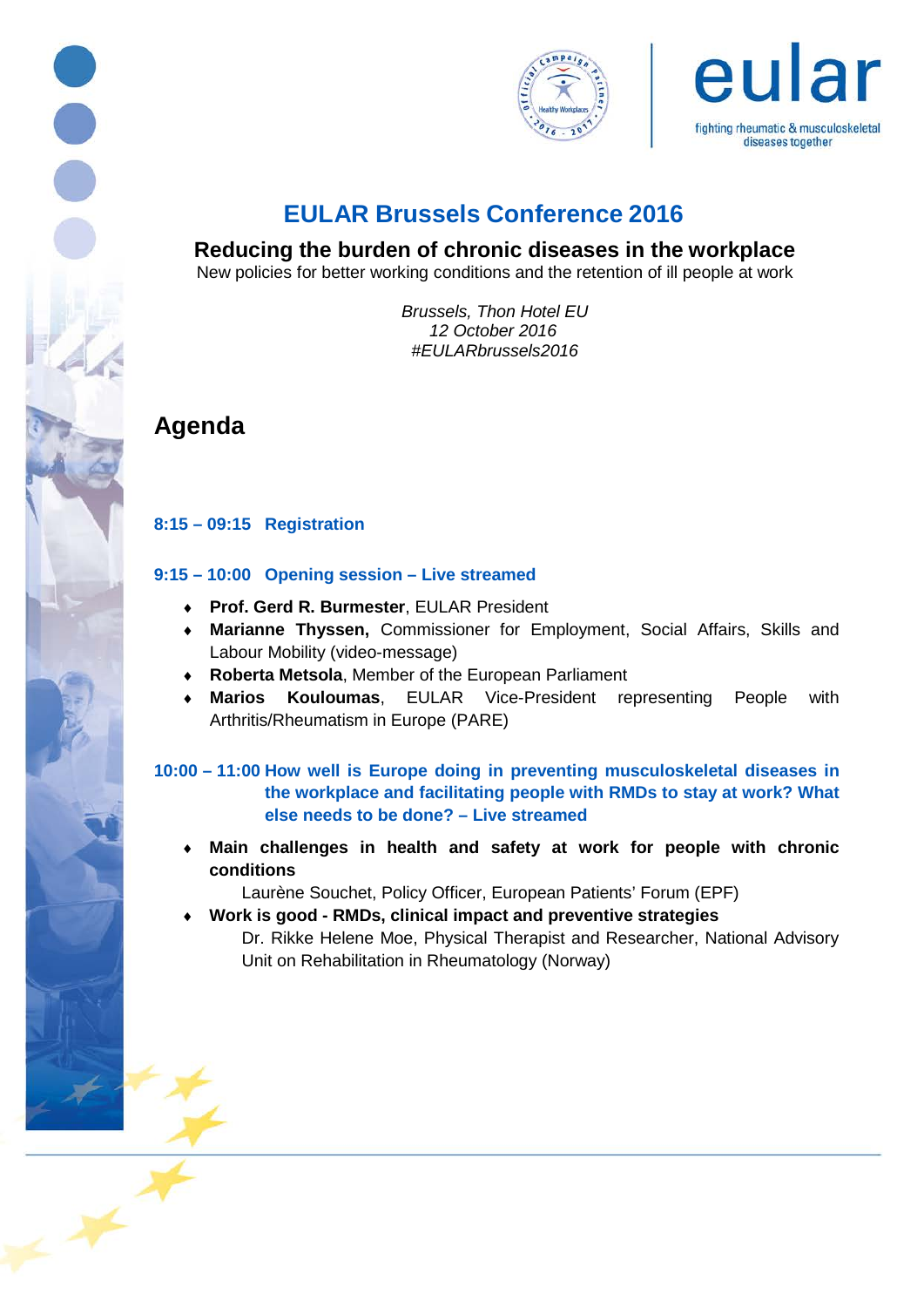# EULAR Brussels Conference 2016

## Reducing the burden of chronic diseases in the workplace

New policies for better working conditions and the retention of ill people at work

*Brussels, Thon Hotel EU*
*12 October 2016*
*#EULARbrussels2016*

## Agenda

### 8:15 – 09:15 Registration

### 9:15 – 10:00 Opening session – Live streamed

- **Prof. Gerd R. Burmester**, EULAR President
- **Marianne Thyssen,** Commissioner for Employment, Social Affairs, Skills and Labour Mobility (video-message)
- **Roberta Metsola**, Member of the European Parliament
- **Marios Kouloumas**, EULAR Vice-President representing People with Arthritis/Rheumatism in Europe (PARE)

### 10:00 – 11:00 How well is Europe doing in preventing musculoskeletal diseases in the workplace and facilitating people with RMDs to stay at work? What else needs to be done? – Live streamed

- **Main challenges in health and safety at work for people with chronic conditions**
  Laurène Souchet, Policy Officer, European Patients' Forum (EPF)
- **Work is good - RMDs, clinical impact and preventive strategies**
  Dr. Rikke Helene Moe, Physical Therapist and Researcher, National Advisory Unit on Rehabilitation in Rheumatology (Norway)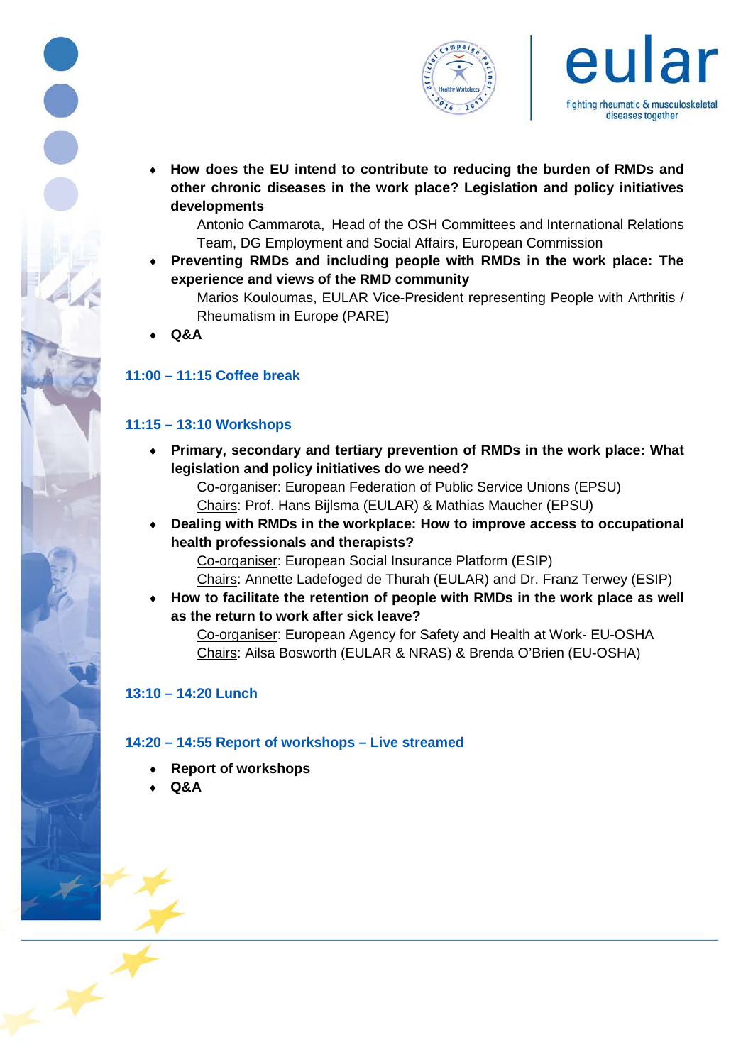- **How does the EU intend to contribute to reducing the burden of RMDs and other chronic diseases in the work place? Legislation and policy initiatives developments**

  Antonio Cammarota, Head of the OSH Committees and International Relations Team, DG Employment and Social Affairs, European Commission

- **Preventing RMDs and including people with RMDs in the work place: The experience and views of the RMD community**

  Marios Kouloumas, EULAR Vice-President representing People with Arthritis / Rheumatism in Europe (PARE)

- **Q&A**

### 11:00 – 11:15 Coffee break

### 11:15 – 13:10 Workshops

- **Primary, secondary and tertiary prevention of RMDs in the work place: What legislation and policy initiatives do we need?**

  Co-organiser: European Federation of Public Service Unions (EPSU)
  Chairs: Prof. Hans Bijlsma (EULAR) & Mathias Maucher (EPSU)

- **Dealing with RMDs in the workplace: How to improve access to occupational health professionals and therapists?**

  Co-organiser: European Social Insurance Platform (ESIP)
  Chairs: Annette Ladefoged de Thurah (EULAR) and Dr. Franz Terwey (ESIP)

- **How to facilitate the retention of people with RMDs in the work place as well as the return to work after sick leave?**

  Co-organiser: European Agency for Safety and Health at Work- EU-OSHA
  Chairs: Ailsa Bosworth (EULAR & NRAS) & Brenda O'Brien (EU-OSHA)

### 13:10 – 14:20 Lunch

### 14:20 – 14:55 Report of workshops – Live streamed

- **Report of workshops**
- **Q&A**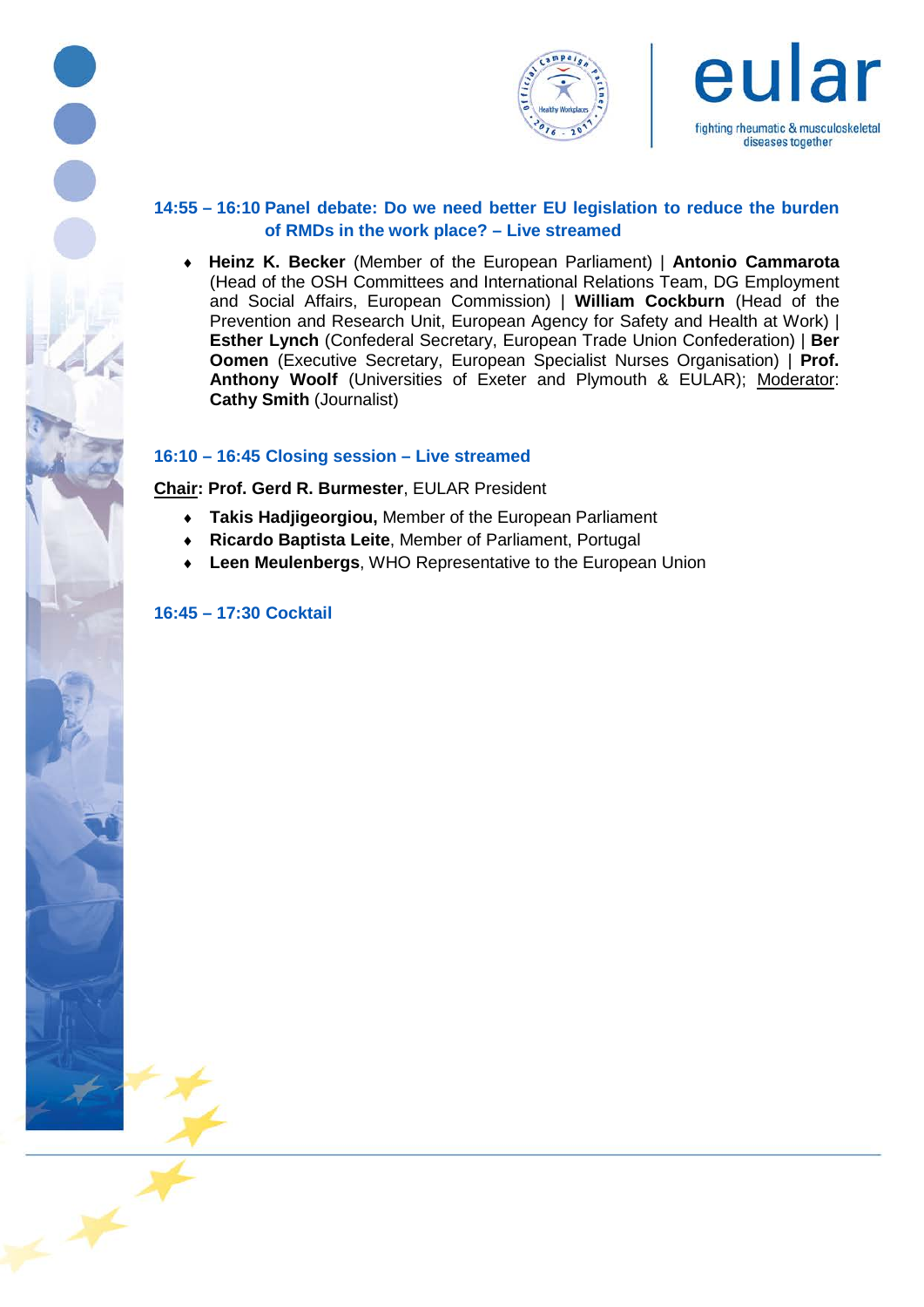### 14:55 – 16:10 Panel debate: Do we need better EU legislation to reduce the burden of RMDs in the work place? – Live streamed

- **Heinz K. Becker** (Member of the European Parliament) | **Antonio Cammarota** (Head of the OSH Committees and International Relations Team, DG Employment and Social Affairs, European Commission) | **William Cockburn** (Head of the Prevention and Research Unit, European Agency for Safety and Health at Work) | **Esther Lynch** (Confederal Secretary, European Trade Union Confederation) | **Ber Oomen** (Executive Secretary, European Specialist Nurses Organisation) | **Prof. Anthony Woolf** (Universities of Exeter and Plymouth & EULAR); Moderator: **Cathy Smith** (Journalist)

### 16:10 – 16:45 Closing session – Live streamed

**Chair: Prof. Gerd R. Burmester**, EULAR President

- **Takis Hadjigeorgiou,** Member of the European Parliament
- **Ricardo Baptista Leite**, Member of Parliament, Portugal
- **Leen Meulenbergs**, WHO Representative to the European Union

### 16:45 – 17:30 Cocktail